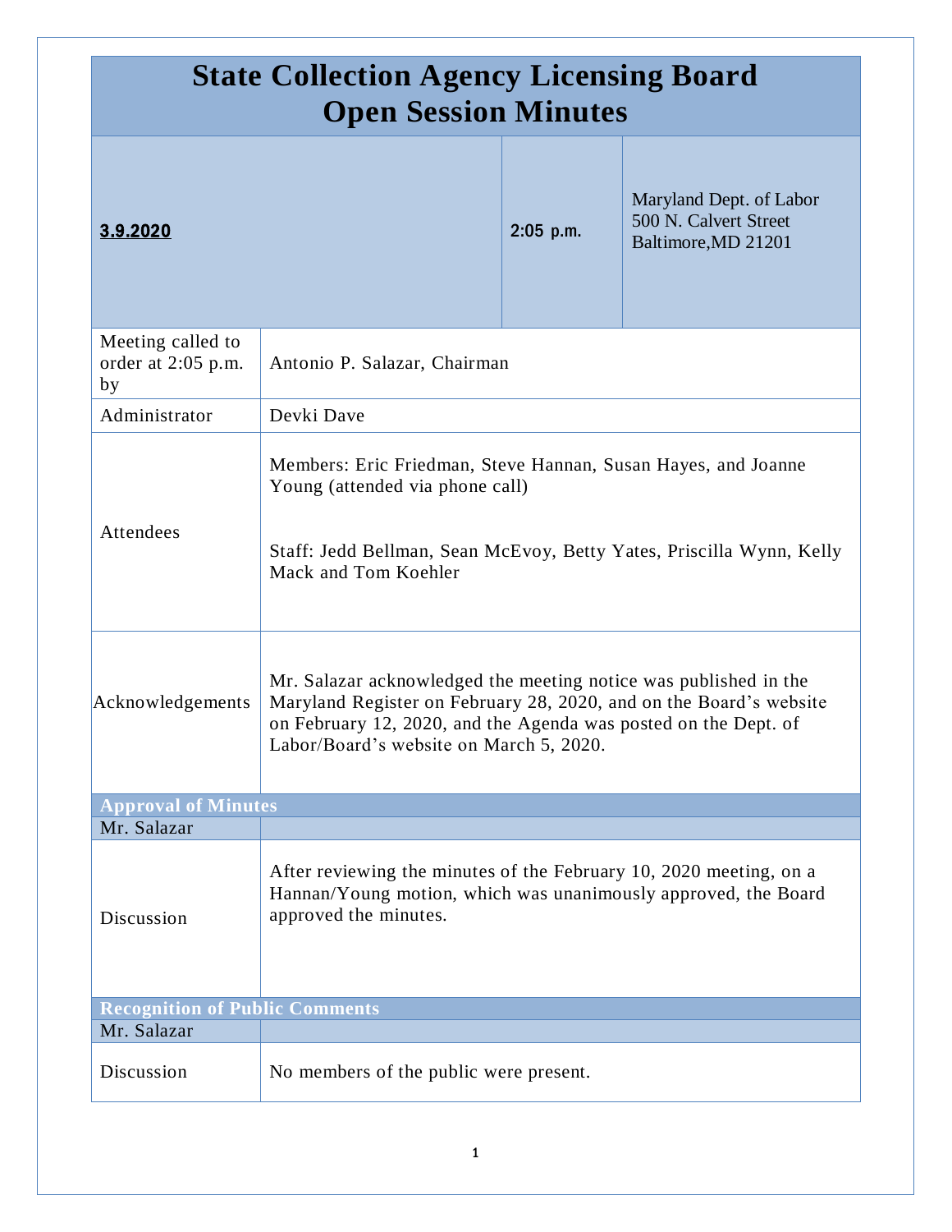# State Collection Agency Licensing Board
# Open Session Minutes

| **3.9.2020** | 2:05 p.m. | Maryland Dept. of Labor<br>500 N. Calvert Street<br>Baltimore,MD 21201 |
|---|---|---|

| | |
|---|---|
| Meeting called to order at 2:05 p.m. by | Antonio P. Salazar, Chairman |
| Administrator | Devki Dave |
| Attendees | Members: Eric Friedman, Steve Hannan, Susan Hayes, and Joanne Young (attended via phone call)<br><br>Staff: Jedd Bellman, Sean McEvoy, Betty Yates, Priscilla Wynn, Kelly Mack and Tom Koehler |
| Acknowledgements | Mr. Salazar acknowledged the meeting notice was published in the Maryland Register on February 28, 2020, and on the Board's website on February 12, 2020, and the Agenda was posted on the Dept. of Labor/Board's website on March 5, 2020. |

## Approval of Minutes

| Mr. Salazar | |
|---|---|
| Discussion | After reviewing the minutes of the February 10, 2020 meeting, on a Hannan/Young motion, which was unanimously approved, the Board approved the minutes. |

## Recognition of Public Comments

| Mr. Salazar | |
|---|---|
| Discussion | No members of the public were present. |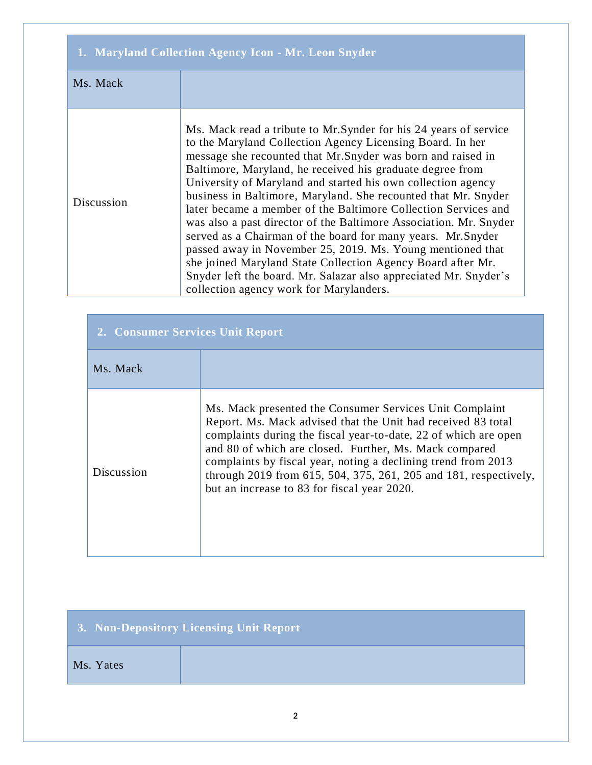| 1. Maryland Collection Agency Icon - Mr. Leon Snyder | |
|---|---|
| Ms. Mack | |
| Discussion | Ms. Mack read a tribute to Mr.Synder for his 24 years of service to the Maryland Collection Agency Licensing Board. In her message she recounted that Mr.Snyder was born and raised in Baltimore, Maryland, he received his graduate degree from University of Maryland and started his own collection agency business in Baltimore, Maryland. She recounted that Mr. Snyder later became a member of the Baltimore Collection Services and was also a past director of the Baltimore Association. Mr. Snyder served as a Chairman of the board for many years. Mr.Snyder passed away in November 25, 2019. Ms. Young mentioned that she joined Maryland State Collection Agency Board after Mr. Snyder left the board. Mr. Salazar also appreciated Mr. Snyder's collection agency work for Marylanders. |

| 2. Consumer Services Unit Report | |
|---|---|
| Ms. Mack | |
| Discussion | Ms. Mack presented the Consumer Services Unit Complaint Report. Ms. Mack advised that the Unit had received 83 total complaints during the fiscal year-to-date, 22 of which are open and 80 of which are closed. Further, Ms. Mack compared complaints by fiscal year, noting a declining trend from 2013 through 2019 from 615, 504, 375, 261, 205 and 181, respectively, but an increase to 83 for fiscal year 2020. |

| 3. Non-Depository Licensing Unit Report | |
|---|---|
| Ms. Yates | |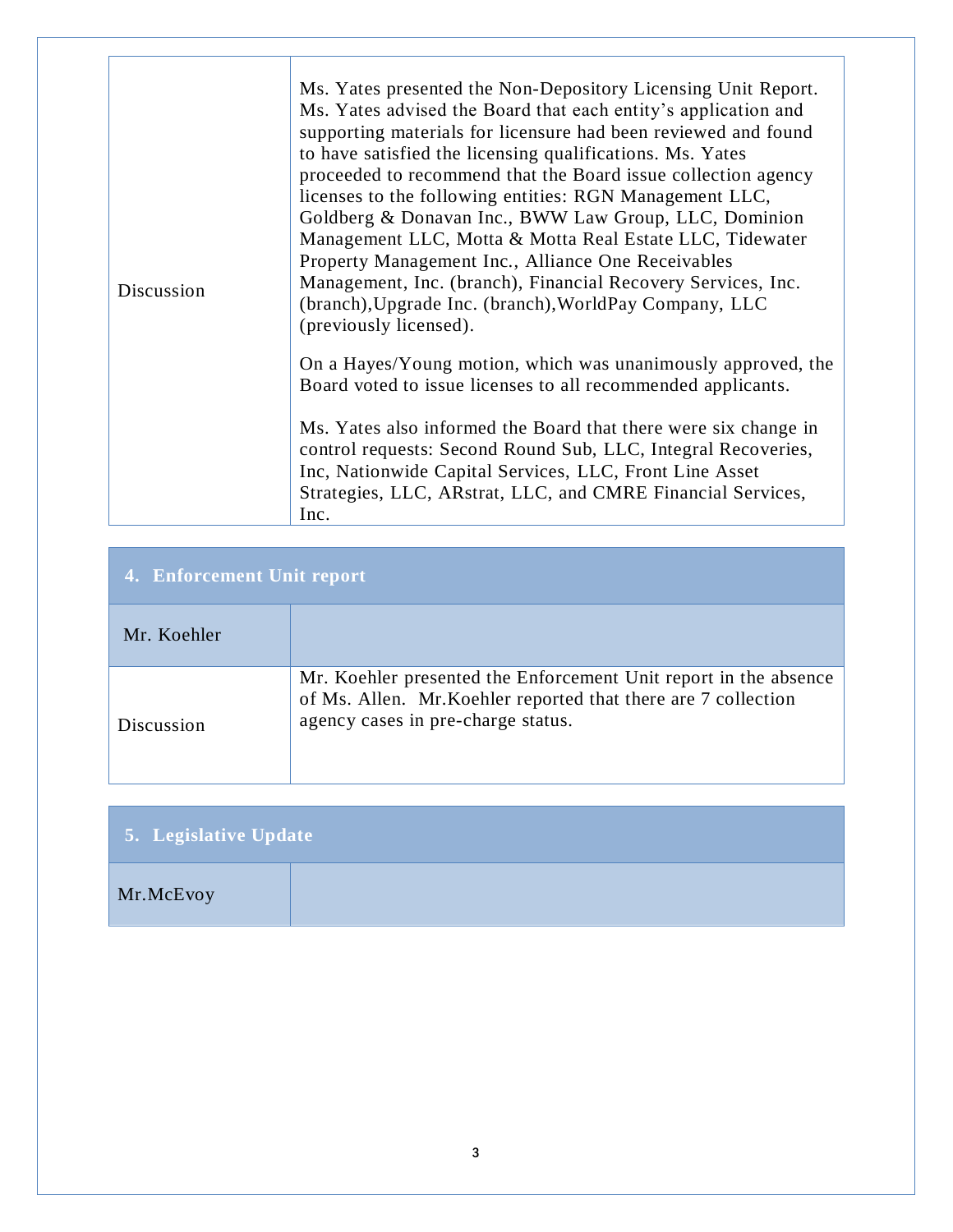| | |
|---|---|
| Discussion | Ms. Yates presented the Non-Depository Licensing Unit Report. Ms. Yates advised the Board that each entity's application and supporting materials for licensure had been reviewed and found to have satisfied the licensing qualifications. Ms. Yates proceeded to recommend that the Board issue collection agency licenses to the following entities: RGN Management LLC, Goldberg & Donavan Inc., BWW Law Group, LLC, Dominion Management LLC, Motta & Motta Real Estate LLC, Tidewater Property Management Inc., Alliance One Receivables Management, Inc. (branch), Financial Recovery Services, Inc. (branch),Upgrade Inc. (branch),WorldPay Company, LLC (previously licensed).<br><br>On a Hayes/Young motion, which was unanimously approved, the Board voted to issue licenses to all recommended applicants.<br><br>Ms. Yates also informed the Board that there were six change in control requests: Second Round Sub, LLC, Integral Recoveries, Inc, Nationwide Capital Services, LLC, Front Line Asset Strategies, LLC, ARstrat, LLC, and CMRE Financial Services, Inc. |

| **4. Enforcement Unit report** | |
|---|---|
| Mr. Koehler | |
| Discussion | Mr. Koehler presented the Enforcement Unit report in the absence of Ms. Allen. Mr.Koehler reported that there are 7 collection agency cases in pre-charge status. |

| **5. Legislative Update** | |
|---|---|
| Mr.McEvoy | |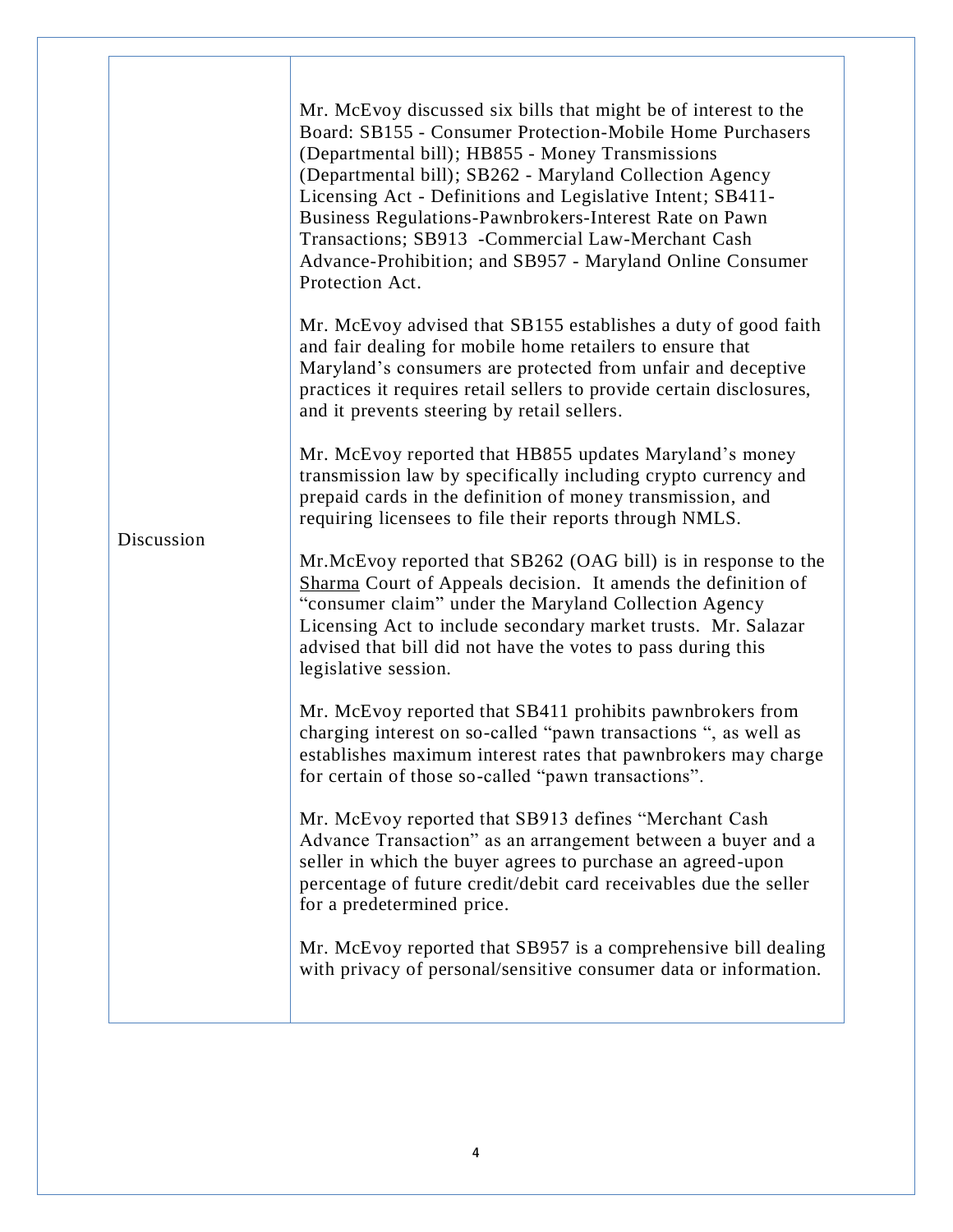| | |
|---|---|
| Discussion | Mr. McEvoy discussed six bills that might be of interest to the Board: SB155 - Consumer Protection-Mobile Home Purchasers (Departmental bill); HB855 - Money Transmissions (Departmental bill); SB262 - Maryland Collection Agency Licensing Act - Definitions and Legislative Intent; SB411-Business Regulations-Pawnbrokers-Interest Rate on Pawn Transactions; SB913 -Commercial Law-Merchant Cash Advance-Prohibition; and SB957 - Maryland Online Consumer Protection Act.<br><br>Mr. McEvoy advised that SB155 establishes a duty of good faith and fair dealing for mobile home retailers to ensure that Maryland's consumers are protected from unfair and deceptive practices it requires retail sellers to provide certain disclosures, and it prevents steering by retail sellers.<br><br>Mr. McEvoy reported that HB855 updates Maryland's money transmission law by specifically including crypto currency and prepaid cards in the definition of money transmission, and requiring licensees to file their reports through NMLS.<br><br>Mr.McEvoy reported that SB262 (OAG bill) is in response to the Sharma Court of Appeals decision. It amends the definition of "consumer claim" under the Maryland Collection Agency Licensing Act to include secondary market trusts. Mr. Salazar advised that bill did not have the votes to pass during this legislative session.<br><br>Mr. McEvoy reported that SB411 prohibits pawnbrokers from charging interest on so-called "pawn transactions ", as well as establishes maximum interest rates that pawnbrokers may charge for certain of those so-called "pawn transactions".<br><br>Mr. McEvoy reported that SB913 defines "Merchant Cash Advance Transaction" as an arrangement between a buyer and a seller in which the buyer agrees to purchase an agreed-upon percentage of future credit/debit card receivables due the seller for a predetermined price.<br><br>Mr. McEvoy reported that SB957 is a comprehensive bill dealing with privacy of personal/sensitive consumer data or information. |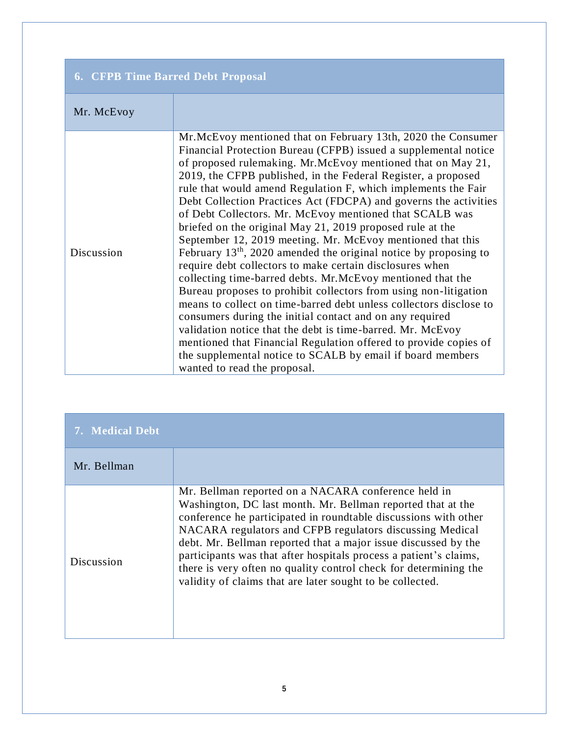| 6. CFPB Time Barred Debt Proposal | |
|---|---|
| Mr. McEvoy | |
| Discussion | Mr.McEvoy mentioned that on February 13th, 2020 the Consumer Financial Protection Bureau (CFPB) issued a supplemental notice of proposed rulemaking. Mr.McEvoy mentioned that on May 21, 2019, the CFPB published, in the Federal Register, a proposed rule that would amend Regulation F, which implements the Fair Debt Collection Practices Act (FDCPA) and governs the activities of Debt Collectors. Mr. McEvoy mentioned that SCALB was briefed on the original May 21, 2019 proposed rule at the September 12, 2019 meeting. Mr. McEvoy mentioned that this February 13th, 2020 amended the original notice by proposing to require debt collectors to make certain disclosures when collecting time-barred debts. Mr.McEvoy mentioned that the Bureau proposes to prohibit collectors from using non-litigation means to collect on time-barred debt unless collectors disclose to consumers during the initial contact and on any required validation notice that the debt is time-barred. Mr. McEvoy mentioned that Financial Regulation offered to provide copies of the supplemental notice to SCALB by email if board members wanted to read the proposal. |

| 7. Medical Debt | |
|---|---|
| Mr. Bellman | |
| Discussion | Mr. Bellman reported on a NACARA conference held in Washington, DC last month. Mr. Bellman reported that at the conference he participated in roundtable discussions with other NACARA regulators and CFPB regulators discussing Medical debt. Mr. Bellman reported that a major issue discussed by the participants was that after hospitals process a patient's claims, there is very often no quality control check for determining the validity of claims that are later sought to be collected. |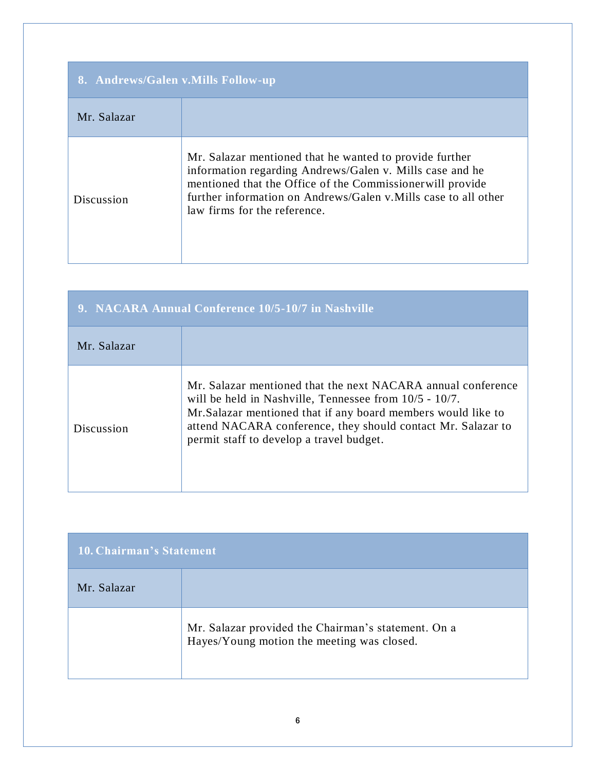| 8. Andrews/Galen v.Mills Follow-up | |
|---|---|
| Mr. Salazar | |
| Discussion | Mr. Salazar mentioned that he wanted to provide further information regarding Andrews/Galen v. Mills case and he mentioned that the Office of the Commissionerwill provide further information on Andrews/Galen v.Mills case to all other law firms for the reference. |

| 9. NACARA Annual Conference 10/5-10/7 in Nashville | |
|---|---|
| Mr. Salazar | |
| Discussion | Mr. Salazar mentioned that the next NACARA annual conference will be held in Nashville, Tennessee from 10/5 - 10/7. Mr.Salazar mentioned that if any board members would like to attend NACARA conference, they should contact Mr. Salazar to permit staff to develop a travel budget. |

| 10. Chairman's Statement | |
|---|---|
| Mr. Salazar | |
| | Mr. Salazar provided the Chairman's statement. On a Hayes/Young motion the meeting was closed. |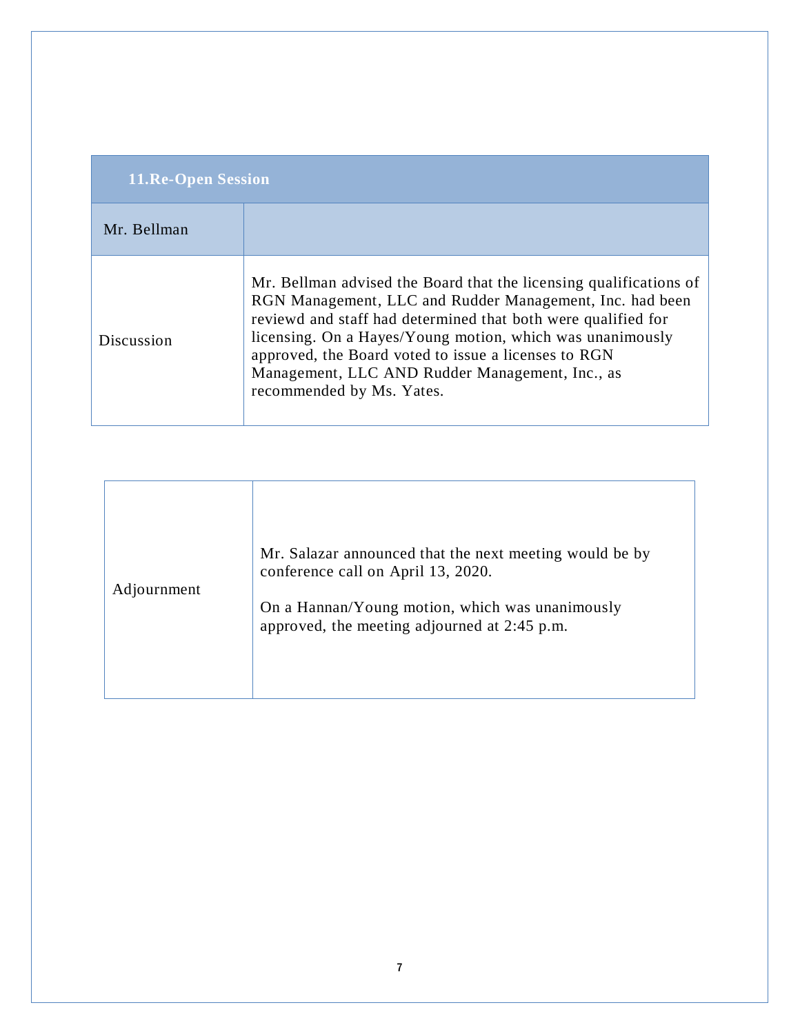| 11.Re-Open Session | |
| --- | --- |
| Mr. Bellman | |
| Discussion | Mr. Bellman advised the Board that the licensing qualifications of RGN Management, LLC and Rudder Management, Inc. had been reviewd and staff had determined that both were qualified for licensing. On a Hayes/Young motion, which was unanimously approved, the Board voted to issue a licenses to RGN Management, LLC AND Rudder Management, Inc., as recommended by Ms. Yates. |

| | |
| --- | --- |
| Adjournment | Mr. Salazar announced that the next meeting would be by conference call on April 13, 2020.<br><br>On a Hannan/Young motion, which was unanimously approved, the meeting adjourned at 2:45 p.m. |